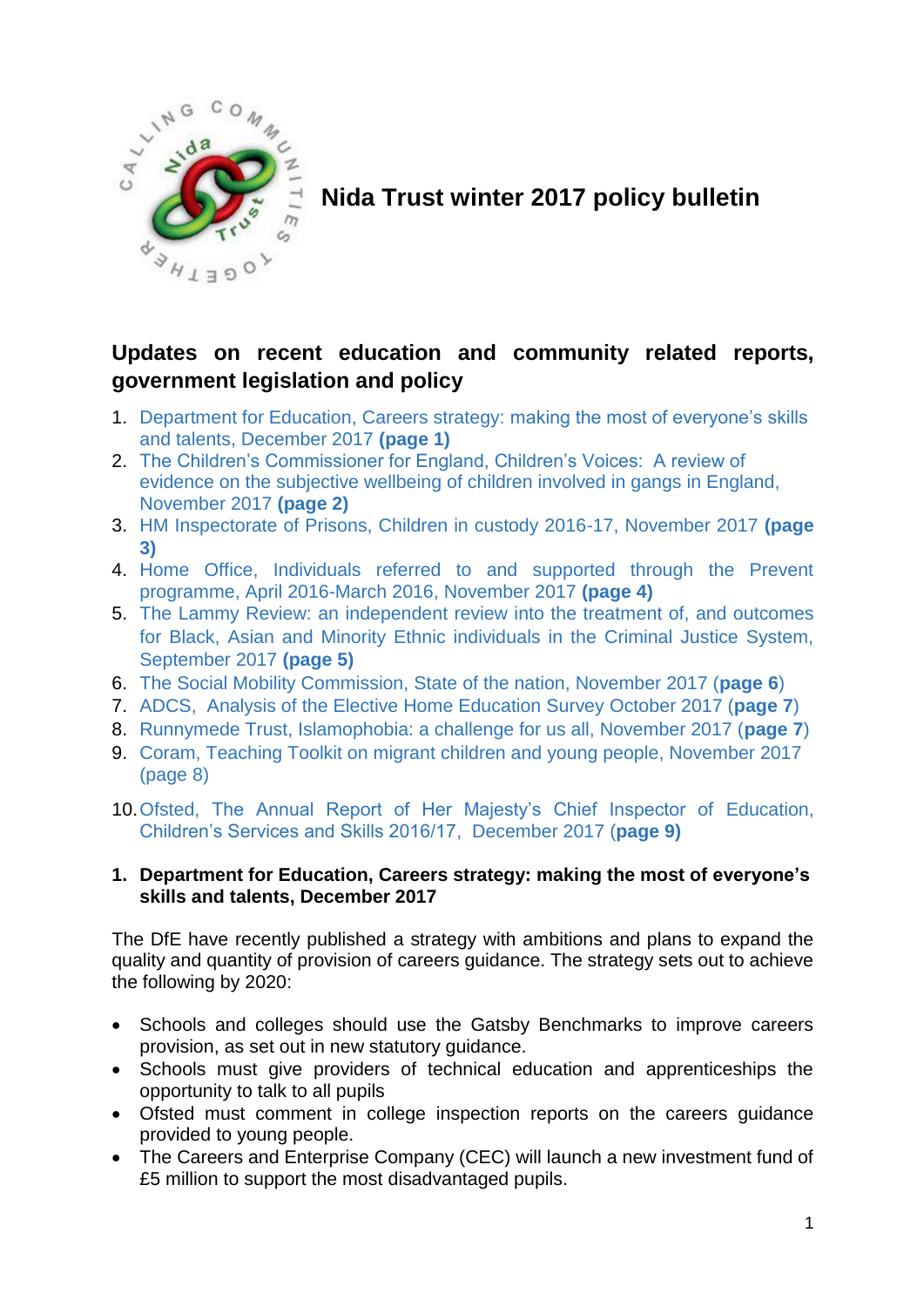# Nida Trust winter 2017 policy bulletin

## Updates on recent education and community related reports, government legislation and policy

1. Department for Education, Careers strategy: making the most of everyone's skills and talents, December 2017 **(page 1)**
2. The Children's Commissioner for England, Children's Voices: A review of evidence on the subjective wellbeing of children involved in gangs in England, November 2017 **(page 2)**
3. HM Inspectorate of Prisons, Children in custody 2016-17, November 2017 **(page 3)**
4. Home Office, Individuals referred to and supported through the Prevent programme, April 2016-March 2016, November 2017 **(page 4)**
5. The Lammy Review: an independent review into the treatment of, and outcomes for Black, Asian and Minority Ethnic individuals in the Criminal Justice System, September 2017 **(page 5)**
6. The Social Mobility Commission, State of the nation, November 2017 (**page 6**)
7. ADCS, Analysis of the Elective Home Education Survey October 2017 (**page 7**)
8. Runnymede Trust, Islamophobia: a challenge for us all, November 2017 (**page 7**)
9. Coram, Teaching Toolkit on migrant children and young people, November 2017 (page 8)
10. Ofsted, The Annual Report of Her Majesty's Chief Inspector of Education, Children's Services and Skills 2016/17, December 2017 (**page 9)**

### 1. Department for Education, Careers strategy: making the most of everyone's skills and talents, December 2017

The DfE have recently published a strategy with ambitions and plans to expand the quality and quantity of provision of careers guidance. The strategy sets out to achieve the following by 2020:

- Schools and colleges should use the Gatsby Benchmarks to improve careers provision, as set out in new statutory guidance.
- Schools must give providers of technical education and apprenticeships the opportunity to talk to all pupils
- Ofsted must comment in college inspection reports on the careers guidance provided to young people.
- The Careers and Enterprise Company (CEC) will launch a new investment fund of £5 million to support the most disadvantaged pupils.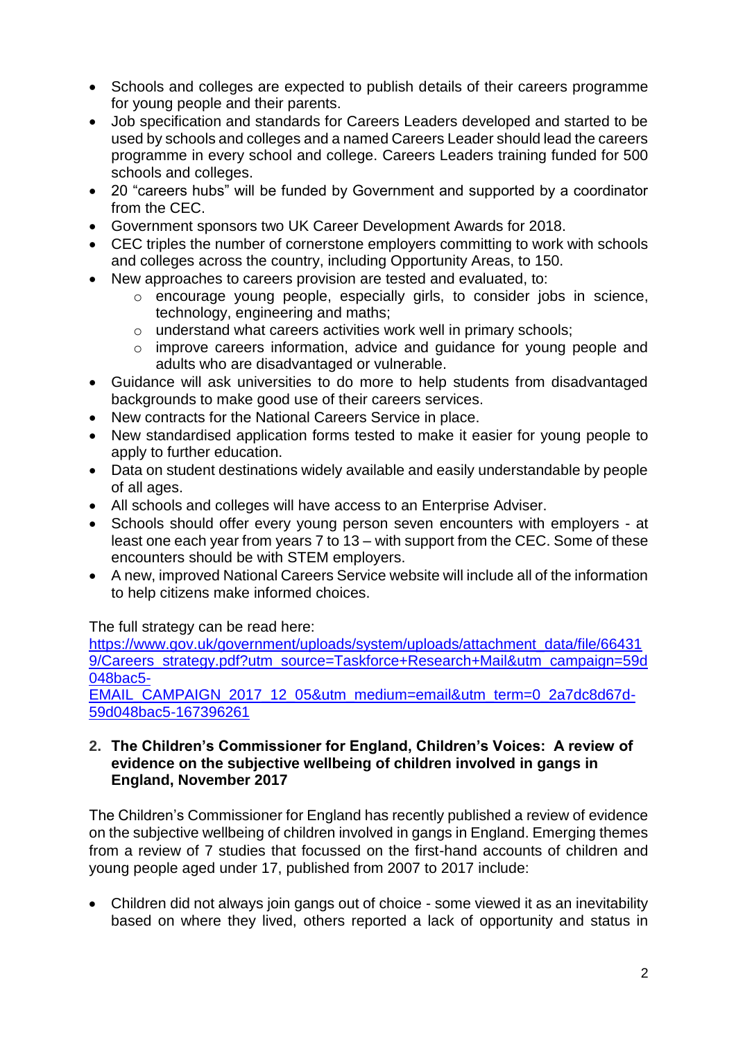- Schools and colleges are expected to publish details of their careers programme for young people and their parents.
- Job specification and standards for Careers Leaders developed and started to be used by schools and colleges and a named Careers Leader should lead the careers programme in every school and college. Careers Leaders training funded for 500 schools and colleges.
- 20 "careers hubs" will be funded by Government and supported by a coordinator from the CEC.
- Government sponsors two UK Career Development Awards for 2018.
- CEC triples the number of cornerstone employers committing to work with schools and colleges across the country, including Opportunity Areas, to 150.
- New approaches to careers provision are tested and evaluated, to:
  - encourage young people, especially girls, to consider jobs in science, technology, engineering and maths;
  - understand what careers activities work well in primary schools;
  - improve careers information, advice and guidance for young people and adults who are disadvantaged or vulnerable.
- Guidance will ask universities to do more to help students from disadvantaged backgrounds to make good use of their careers services.
- New contracts for the National Careers Service in place.
- New standardised application forms tested to make it easier for young people to apply to further education.
- Data on student destinations widely available and easily understandable by people of all ages.
- All schools and colleges will have access to an Enterprise Adviser.
- Schools should offer every young person seven encounters with employers - at least one each year from years 7 to 13 – with support from the CEC. Some of these encounters should be with STEM employers.
- A new, improved National Careers Service website will include all of the information to help citizens make informed choices.

The full strategy can be read here:
[https://www.gov.uk/government/uploads/system/uploads/attachment_data/file/664319/Careers_strategy.pdf?utm_source=Taskforce+Research+Mail&utm_campaign=59d048bac5-EMAIL_CAMPAIGN_2017_12_05&utm_medium=email&utm_term=0_2a7dc8d67d-59d048bac5-167396261](https://www.gov.uk/government/uploads/system/uploads/attachment_data/file/664319/Careers_strategy.pdf?utm_source=Taskforce+Research+Mail&utm_campaign=59d048bac5-EMAIL_CAMPAIGN_2017_12_05&utm_medium=email&utm_term=0_2a7dc8d67d-59d048bac5-167396261)

## 2. The Children's Commissioner for England, Children's Voices: A review of evidence on the subjective wellbeing of children involved in gangs in England, November 2017

The Children's Commissioner for England has recently published a review of evidence on the subjective wellbeing of children involved in gangs in England. Emerging themes from a review of 7 studies that focussed on the first-hand accounts of children and young people aged under 17, published from 2007 to 2017 include:

- Children did not always join gangs out of choice - some viewed it as an inevitability based on where they lived, others reported a lack of opportunity and status in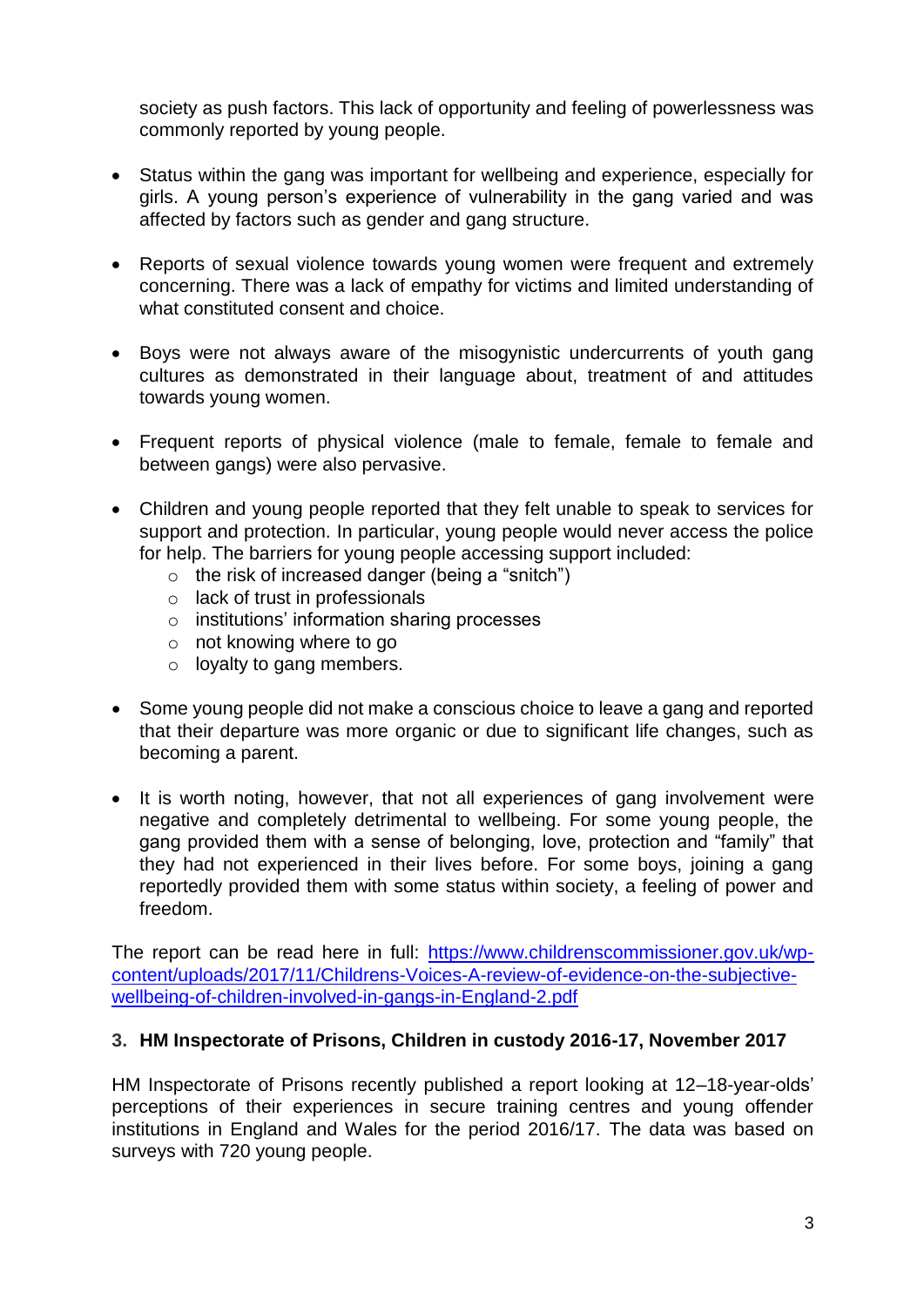society as push factors. This lack of opportunity and feeling of powerlessness was commonly reported by young people.

- Status within the gang was important for wellbeing and experience, especially for girls. A young person's experience of vulnerability in the gang varied and was affected by factors such as gender and gang structure.

- Reports of sexual violence towards young women were frequent and extremely concerning. There was a lack of empathy for victims and limited understanding of what constituted consent and choice.

- Boys were not always aware of the misogynistic undercurrents of youth gang cultures as demonstrated in their language about, treatment of and attitudes towards young women.

- Frequent reports of physical violence (male to female, female to female and between gangs) were also pervasive.

- Children and young people reported that they felt unable to speak to services for support and protection. In particular, young people would never access the police for help. The barriers for young people accessing support included:
  - the risk of increased danger (being a "snitch")
  - lack of trust in professionals
  - institutions' information sharing processes
  - not knowing where to go
  - loyalty to gang members.

- Some young people did not make a conscious choice to leave a gang and reported that their departure was more organic or due to significant life changes, such as becoming a parent.

- It is worth noting, however, that not all experiences of gang involvement were negative and completely detrimental to wellbeing. For some young people, the gang provided them with a sense of belonging, love, protection and "family" that they had not experienced in their lives before. For some boys, joining a gang reportedly provided them with some status within society, a feeling of power and freedom.

The report can be read here in full: [https://www.childrenscommissioner.gov.uk/wp-content/uploads/2017/11/Childrens-Voices-A-review-of-evidence-on-the-subjective-wellbeing-of-children-involved-in-gangs-in-England-2.pdf](https://www.childrenscommissioner.gov.uk/wp-content/uploads/2017/11/Childrens-Voices-A-review-of-evidence-on-the-subjective-wellbeing-of-children-involved-in-gangs-in-England-2.pdf)

### 3. HM Inspectorate of Prisons, Children in custody 2016-17, November 2017

HM Inspectorate of Prisons recently published a report looking at 12–18-year-olds' perceptions of their experiences in secure training centres and young offender institutions in England and Wales for the period 2016/17. The data was based on surveys with 720 young people.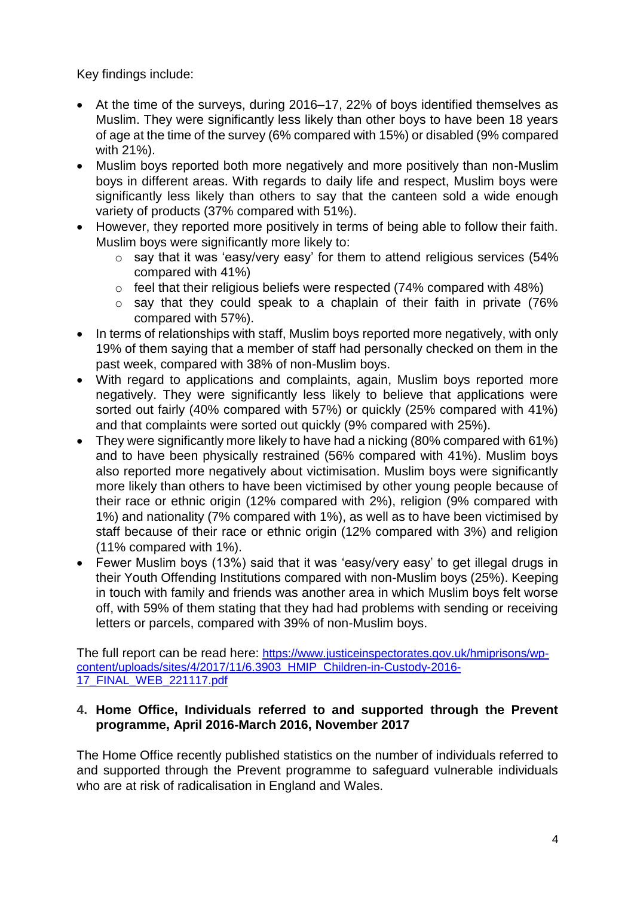Key findings include:

- At the time of the surveys, during 2016–17, 22% of boys identified themselves as Muslim. They were significantly less likely than other boys to have been 18 years of age at the time of the survey (6% compared with 15%) or disabled (9% compared with 21%).
- Muslim boys reported both more negatively and more positively than non-Muslim boys in different areas. With regards to daily life and respect, Muslim boys were significantly less likely than others to say that the canteen sold a wide enough variety of products (37% compared with 51%).
- However, they reported more positively in terms of being able to follow their faith. Muslim boys were significantly more likely to:
    - say that it was 'easy/very easy' for them to attend religious services (54% compared with 41%)
    - feel that their religious beliefs were respected (74% compared with 48%)
    - say that they could speak to a chaplain of their faith in private (76% compared with 57%).
- In terms of relationships with staff, Muslim boys reported more negatively, with only 19% of them saying that a member of staff had personally checked on them in the past week, compared with 38% of non-Muslim boys.
- With regard to applications and complaints, again, Muslim boys reported more negatively. They were significantly less likely to believe that applications were sorted out fairly (40% compared with 57%) or quickly (25% compared with 41%) and that complaints were sorted out quickly (9% compared with 25%).
- They were significantly more likely to have had a nicking (80% compared with 61%) and to have been physically restrained (56% compared with 41%). Muslim boys also reported more negatively about victimisation. Muslim boys were significantly more likely than others to have been victimised by other young people because of their race or ethnic origin (12% compared with 2%), religion (9% compared with 1%) and nationality (7% compared with 1%), as well as to have been victimised by staff because of their race or ethnic origin (12% compared with 3%) and religion (11% compared with 1%).
- Fewer Muslim boys (13%) said that it was 'easy/very easy' to get illegal drugs in their Youth Offending Institutions compared with non-Muslim boys (25%). Keeping in touch with family and friends was another area in which Muslim boys felt worse off, with 59% of them stating that they had had problems with sending or receiving letters or parcels, compared with 39% of non-Muslim boys.

The full report can be read here: [https://www.justiceinspectorates.gov.uk/hmiprisons/wp-content/uploads/sites/4/2017/11/6.3903_HMIP_Children-in-Custody-2016-17_FINAL_WEB_221117.pdf](https://www.justiceinspectorates.gov.uk/hmiprisons/wp-content/uploads/sites/4/2017/11/6.3903_HMIP_Children-in-Custody-2016-17_FINAL_WEB_221117.pdf)

## 4. Home Office, Individuals referred to and supported through the Prevent programme, April 2016-March 2016, November 2017

The Home Office recently published statistics on the number of individuals referred to and supported through the Prevent programme to safeguard vulnerable individuals who are at risk of radicalisation in England and Wales.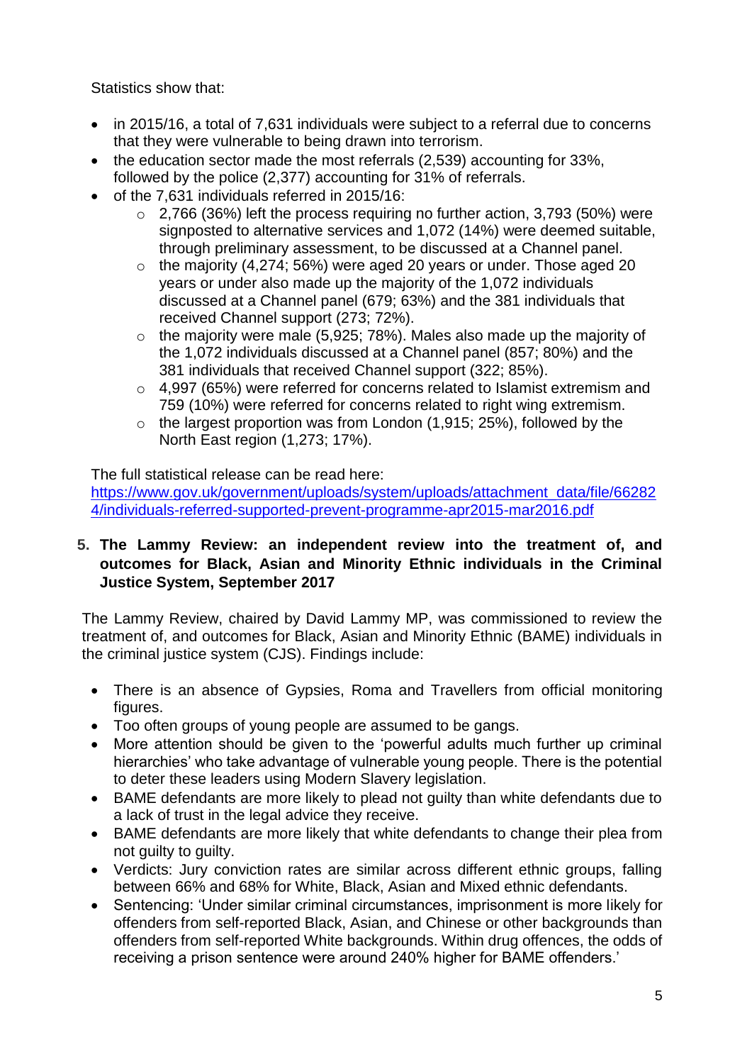Statistics show that:

- in 2015/16, a total of 7,631 individuals were subject to a referral due to concerns that they were vulnerable to being drawn into terrorism.
- the education sector made the most referrals (2,539) accounting for 33%, followed by the police (2,377) accounting for 31% of referrals.
- of the 7,631 individuals referred in 2015/16:
  - 2,766 (36%) left the process requiring no further action, 3,793 (50%) were signposted to alternative services and 1,072 (14%) were deemed suitable, through preliminary assessment, to be discussed at a Channel panel.
  - the majority (4,274; 56%) were aged 20 years or under. Those aged 20 years or under also made up the majority of the 1,072 individuals discussed at a Channel panel (679; 63%) and the 381 individuals that received Channel support (273; 72%).
  - the majority were male (5,925; 78%). Males also made up the majority of the 1,072 individuals discussed at a Channel panel (857; 80%) and the 381 individuals that received Channel support (322; 85%).
  - 4,997 (65%) were referred for concerns related to Islamist extremism and 759 (10%) were referred for concerns related to right wing extremism.
  - the largest proportion was from London (1,915; 25%), followed by the North East region (1,273; 17%).

The full statistical release can be read here: [https://www.gov.uk/government/uploads/system/uploads/attachment_data/file/662824/individuals-referred-supported-prevent-programme-apr2015-mar2016.pdf](https://www.gov.uk/government/uploads/system/uploads/attachment_data/file/662824/individuals-referred-supported-prevent-programme-apr2015-mar2016.pdf)

## 5. The Lammy Review: an independent review into the treatment of, and outcomes for Black, Asian and Minority Ethnic individuals in the Criminal Justice System, September 2017

The Lammy Review, chaired by David Lammy MP, was commissioned to review the treatment of, and outcomes for Black, Asian and Minority Ethnic (BAME) individuals in the criminal justice system (CJS). Findings include:

- There is an absence of Gypsies, Roma and Travellers from official monitoring figures.
- Too often groups of young people are assumed to be gangs.
- More attention should be given to the 'powerful adults much further up criminal hierarchies' who take advantage of vulnerable young people. There is the potential to deter these leaders using Modern Slavery legislation.
- BAME defendants are more likely to plead not guilty than white defendants due to a lack of trust in the legal advice they receive.
- BAME defendants are more likely that white defendants to change their plea from not guilty to guilty.
- Verdicts: Jury conviction rates are similar across different ethnic groups, falling between 66% and 68% for White, Black, Asian and Mixed ethnic defendants.
- Sentencing: 'Under similar criminal circumstances, imprisonment is more likely for offenders from self-reported Black, Asian, and Chinese or other backgrounds than offenders from self-reported White backgrounds. Within drug offences, the odds of receiving a prison sentence were around 240% higher for BAME offenders.'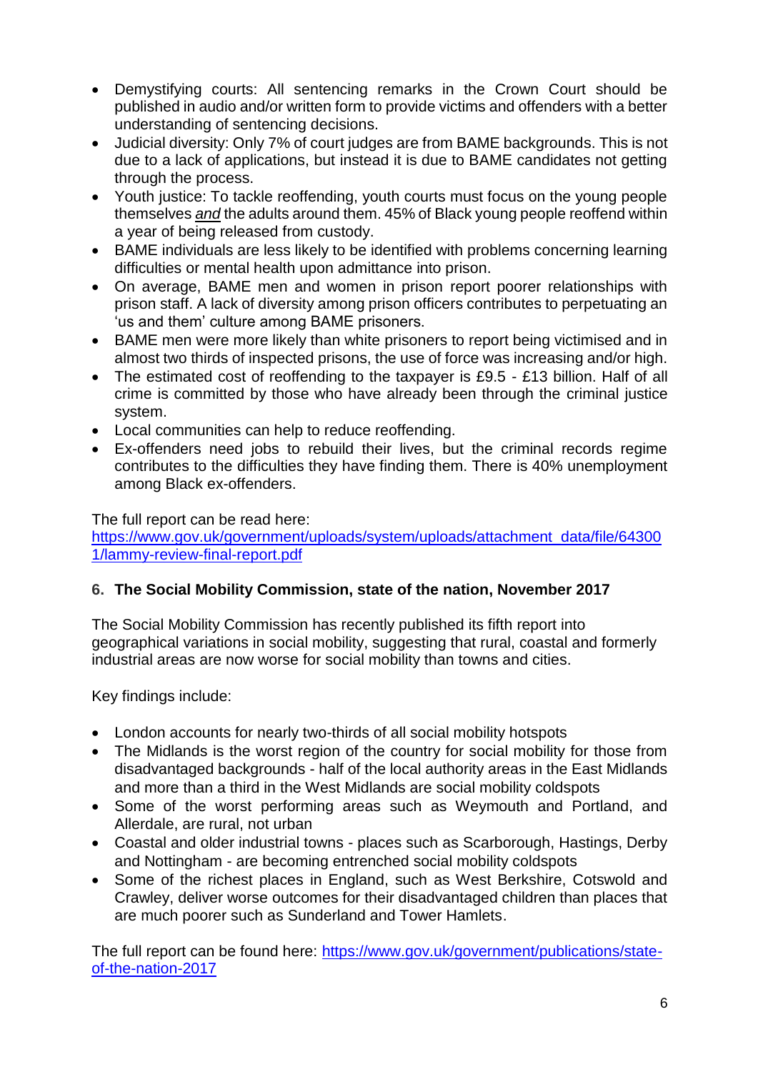- Demystifying courts: All sentencing remarks in the Crown Court should be published in audio and/or written form to provide victims and offenders with a better understanding of sentencing decisions.
- Judicial diversity: Only 7% of court judges are from BAME backgrounds. This is not due to a lack of applications, but instead it is due to BAME candidates not getting through the process.
- Youth justice: To tackle reoffending, youth courts must focus on the young people themselves ***and*** the adults around them. 45% of Black young people reoffend within a year of being released from custody.
- BAME individuals are less likely to be identified with problems concerning learning difficulties or mental health upon admittance into prison.
- On average, BAME men and women in prison report poorer relationships with prison staff. A lack of diversity among prison officers contributes to perpetuating an 'us and them' culture among BAME prisoners.
- BAME men were more likely than white prisoners to report being victimised and in almost two thirds of inspected prisons, the use of force was increasing and/or high.
- The estimated cost of reoffending to the taxpayer is £9.5 - £13 billion. Half of all crime is committed by those who have already been through the criminal justice system.
- Local communities can help to reduce reoffending.
- Ex-offenders need jobs to rebuild their lives, but the criminal records regime contributes to the difficulties they have finding them. There is 40% unemployment among Black ex-offenders.

The full report can be read here: https://www.gov.uk/government/uploads/system/uploads/attachment_data/file/643001/lammy-review-final-report.pdf

## 6. The Social Mobility Commission, state of the nation, November 2017

The Social Mobility Commission has recently published its fifth report into geographical variations in social mobility, suggesting that rural, coastal and formerly industrial areas are now worse for social mobility than towns and cities.

Key findings include:

- London accounts for nearly two-thirds of all social mobility hotspots
- The Midlands is the worst region of the country for social mobility for those from disadvantaged backgrounds - half of the local authority areas in the East Midlands and more than a third in the West Midlands are social mobility coldspots
- Some of the worst performing areas such as Weymouth and Portland, and Allerdale, are rural, not urban
- Coastal and older industrial towns - places such as Scarborough, Hastings, Derby and Nottingham - are becoming entrenched social mobility coldspots
- Some of the richest places in England, such as West Berkshire, Cotswold and Crawley, deliver worse outcomes for their disadvantaged children than places that are much poorer such as Sunderland and Tower Hamlets.

The full report can be found here: https://www.gov.uk/government/publications/state-of-the-nation-2017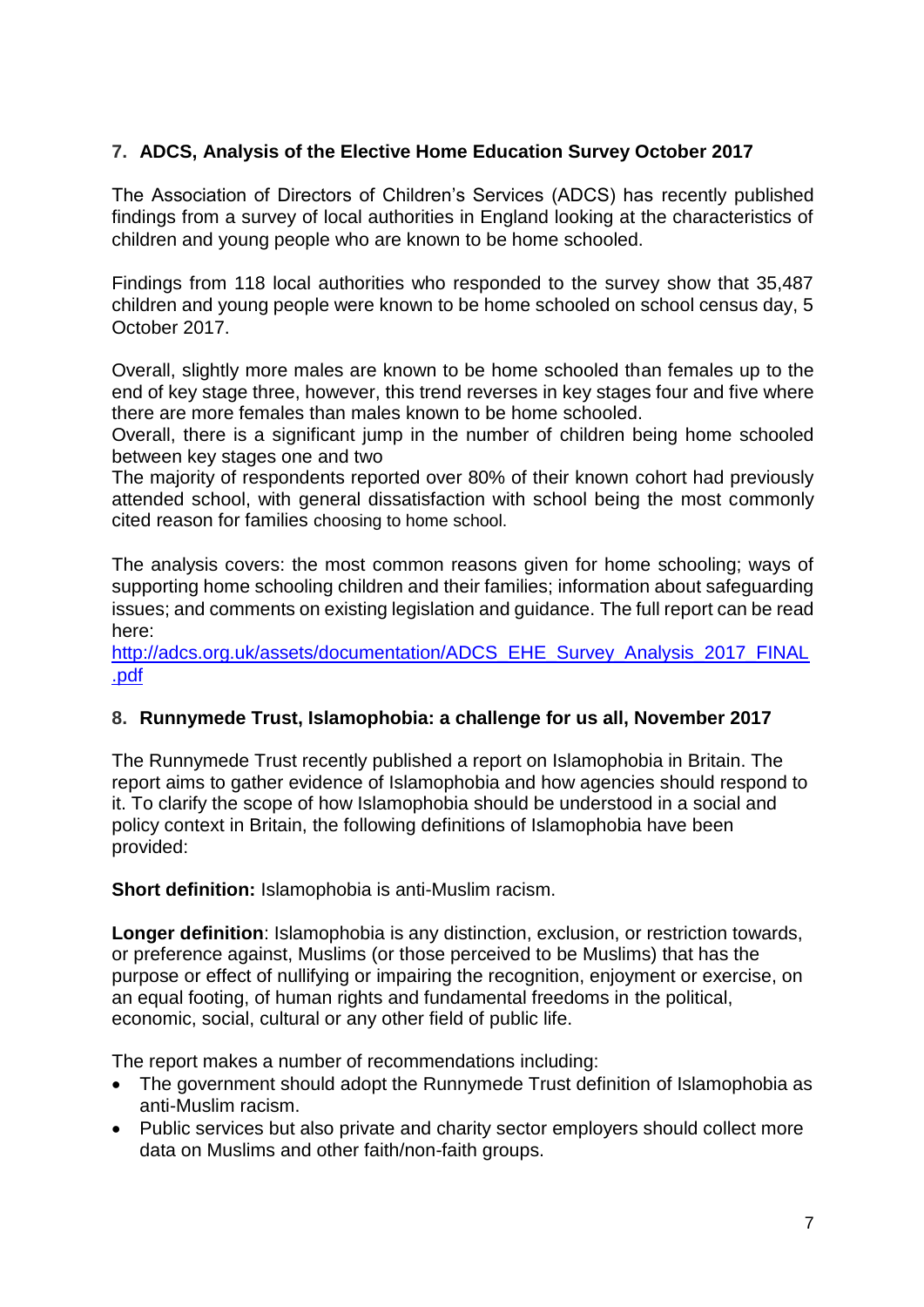## 7. ADCS, Analysis of the Elective Home Education Survey October 2017

The Association of Directors of Children's Services (ADCS) has recently published findings from a survey of local authorities in England looking at the characteristics of children and young people who are known to be home schooled.

Findings from 118 local authorities who responded to the survey show that 35,487 children and young people were known to be home schooled on school census day, 5 October 2017.

Overall, slightly more males are known to be home schooled than females up to the end of key stage three, however, this trend reverses in key stages four and five where there are more females than males known to be home schooled.
Overall, there is a significant jump in the number of children being home schooled between key stages one and two
The majority of respondents reported over 80% of their known cohort had previously attended school, with general dissatisfaction with school being the most commonly cited reason for families choosing to home school.

The analysis covers: the most common reasons given for home schooling; ways of supporting home schooling children and their families; information about safeguarding issues; and comments on existing legislation and guidance. The full report can be read here:
[http://adcs.org.uk/assets/documentation/ADCS_EHE_Survey_Analysis_2017_FINAL.pdf](http://adcs.org.uk/assets/documentation/ADCS_EHE_Survey_Analysis_2017_FINAL.pdf)

## 8. Runnymede Trust, Islamophobia: a challenge for us all, November 2017

The Runnymede Trust recently published a report on Islamophobia in Britain. The report aims to gather evidence of Islamophobia and how agencies should respond to it. To clarify the scope of how Islamophobia should be understood in a social and policy context in Britain, the following definitions of Islamophobia have been provided:

**Short definition:** Islamophobia is anti-Muslim racism.

**Longer definition**: Islamophobia is any distinction, exclusion, or restriction towards, or preference against, Muslims (or those perceived to be Muslims) that has the purpose or effect of nullifying or impairing the recognition, enjoyment or exercise, on an equal footing, of human rights and fundamental freedoms in the political, economic, social, cultural or any other field of public life.

The report makes a number of recommendations including:

- The government should adopt the Runnymede Trust definition of Islamophobia as anti-Muslim racism.
- Public services but also private and charity sector employers should collect more data on Muslims and other faith/non-faith groups.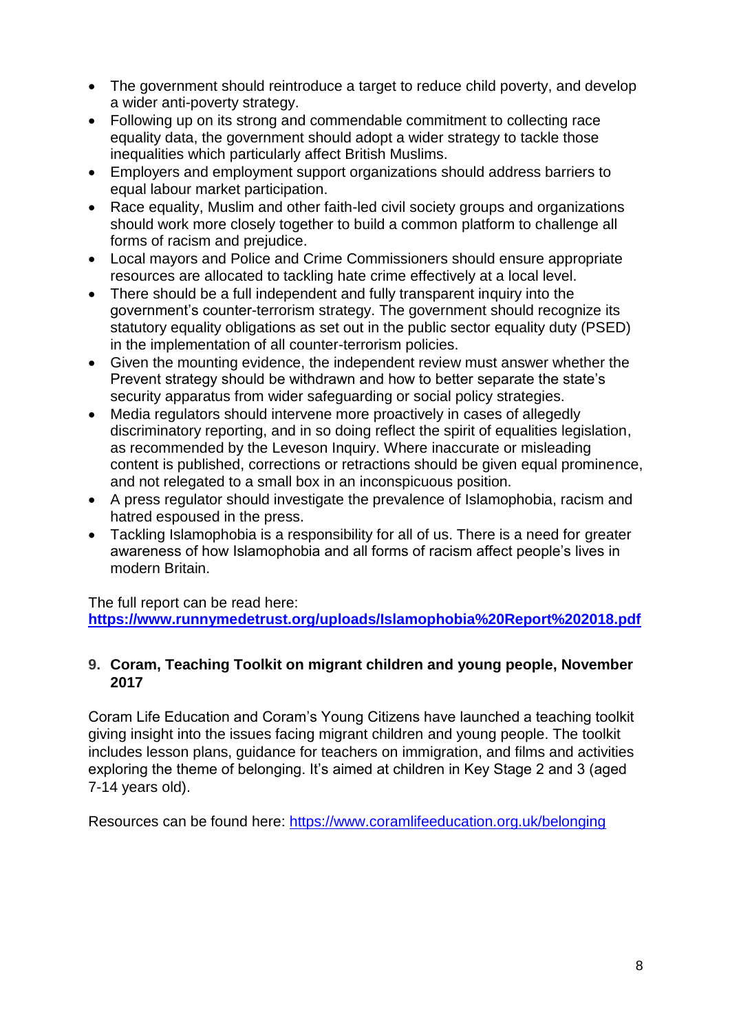- The government should reintroduce a target to reduce child poverty, and develop a wider anti-poverty strategy.
- Following up on its strong and commendable commitment to collecting race equality data, the government should adopt a wider strategy to tackle those inequalities which particularly affect British Muslims.
- Employers and employment support organizations should address barriers to equal labour market participation.
- Race equality, Muslim and other faith-led civil society groups and organizations should work more closely together to build a common platform to challenge all forms of racism and prejudice.
- Local mayors and Police and Crime Commissioners should ensure appropriate resources are allocated to tackling hate crime effectively at a local level.
- There should be a full independent and fully transparent inquiry into the government's counter-terrorism strategy. The government should recognize its statutory equality obligations as set out in the public sector equality duty (PSED) in the implementation of all counter-terrorism policies.
- Given the mounting evidence, the independent review must answer whether the Prevent strategy should be withdrawn and how to better separate the state's security apparatus from wider safeguarding or social policy strategies.
- Media regulators should intervene more proactively in cases of allegedly discriminatory reporting, and in so doing reflect the spirit of equalities legislation, as recommended by the Leveson Inquiry. Where inaccurate or misleading content is published, corrections or retractions should be given equal prominence, and not relegated to a small box in an inconspicuous position.
- A press regulator should investigate the prevalence of Islamophobia, racism and hatred espoused in the press.
- Tackling Islamophobia is a responsibility for all of us. There is a need for greater awareness of how Islamophobia and all forms of racism affect people's lives in modern Britain.

The full report can be read here:
**https://www.runnymedetrust.org/uploads/Islamophobia%20Report%202018.pdf**

### 9. Coram, Teaching Toolkit on migrant children and young people, November 2017

Coram Life Education and Coram's Young Citizens have launched a teaching toolkit giving insight into the issues facing migrant children and young people. The toolkit includes lesson plans, guidance for teachers on immigration, and films and activities exploring the theme of belonging. It's aimed at children in Key Stage 2 and 3 (aged 7-14 years old).

Resources can be found here: https://www.coramlifeeducation.org.uk/belonging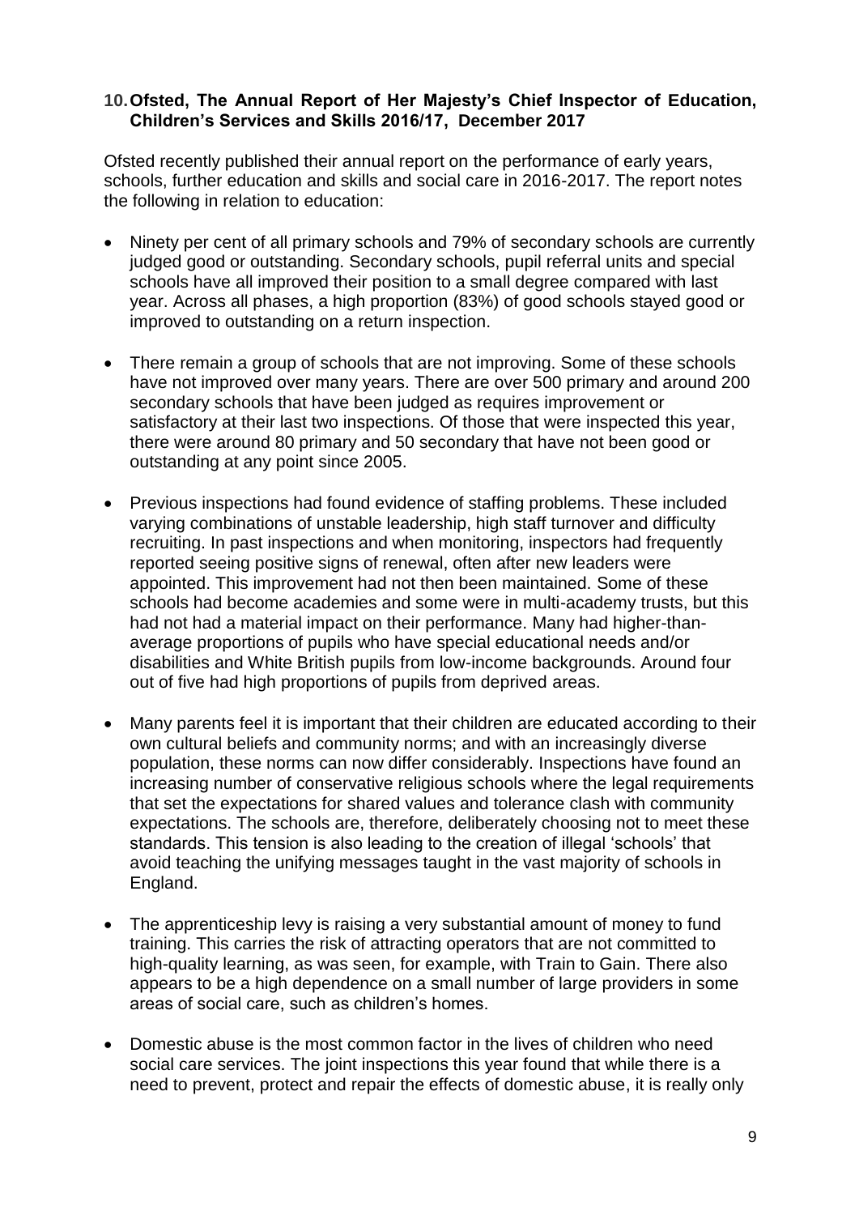## 10. Ofsted, The Annual Report of Her Majesty's Chief Inspector of Education, Children's Services and Skills 2016/17, December 2017

Ofsted recently published their annual report on the performance of early years, schools, further education and skills and social care in 2016-2017. The report notes the following in relation to education:

- Ninety per cent of all primary schools and 79% of secondary schools are currently judged good or outstanding. Secondary schools, pupil referral units and special schools have all improved their position to a small degree compared with last year. Across all phases, a high proportion (83%) of good schools stayed good or improved to outstanding on a return inspection.

- There remain a group of schools that are not improving. Some of these schools have not improved over many years. There are over 500 primary and around 200 secondary schools that have been judged as requires improvement or satisfactory at their last two inspections. Of those that were inspected this year, there were around 80 primary and 50 secondary that have not been good or outstanding at any point since 2005.

- Previous inspections had found evidence of staffing problems. These included varying combinations of unstable leadership, high staff turnover and difficulty recruiting. In past inspections and when monitoring, inspectors had frequently reported seeing positive signs of renewal, often after new leaders were appointed. This improvement had not then been maintained. Some of these schools had become academies and some were in multi-academy trusts, but this had not had a material impact on their performance. Many had higher-than-average proportions of pupils who have special educational needs and/or disabilities and White British pupils from low-income backgrounds. Around four out of five had high proportions of pupils from deprived areas.

- Many parents feel it is important that their children are educated according to their own cultural beliefs and community norms; and with an increasingly diverse population, these norms can now differ considerably. Inspections have found an increasing number of conservative religious schools where the legal requirements that set the expectations for shared values and tolerance clash with community expectations. The schools are, therefore, deliberately choosing not to meet these standards. This tension is also leading to the creation of illegal 'schools' that avoid teaching the unifying messages taught in the vast majority of schools in England.

- The apprenticeship levy is raising a very substantial amount of money to fund training. This carries the risk of attracting operators that are not committed to high-quality learning, as was seen, for example, with Train to Gain. There also appears to be a high dependence on a small number of large providers in some areas of social care, such as children's homes.

- Domestic abuse is the most common factor in the lives of children who need social care services. The joint inspections this year found that while there is a need to prevent, protect and repair the effects of domestic abuse, it is really only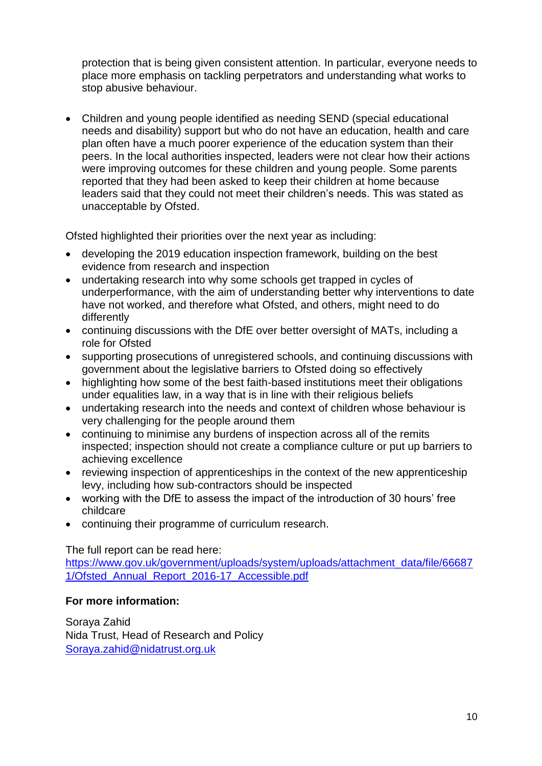protection that is being given consistent attention. In particular, everyone needs to place more emphasis on tackling perpetrators and understanding what works to stop abusive behaviour.

- Children and young people identified as needing SEND (special educational needs and disability) support but who do not have an education, health and care plan often have a much poorer experience of the education system than their peers. In the local authorities inspected, leaders were not clear how their actions were improving outcomes for these children and young people. Some parents reported that they had been asked to keep their children at home because leaders said that they could not meet their children's needs. This was stated as unacceptable by Ofsted.

Ofsted highlighted their priorities over the next year as including:

- developing the 2019 education inspection framework, building on the best evidence from research and inspection
- undertaking research into why some schools get trapped in cycles of underperformance, with the aim of understanding better why interventions to date have not worked, and therefore what Ofsted, and others, might need to do differently
- continuing discussions with the DfE over better oversight of MATs, including a role for Ofsted
- supporting prosecutions of unregistered schools, and continuing discussions with government about the legislative barriers to Ofsted doing so effectively
- highlighting how some of the best faith-based institutions meet their obligations under equalities law, in a way that is in line with their religious beliefs
- undertaking research into the needs and context of children whose behaviour is very challenging for the people around them
- continuing to minimise any burdens of inspection across all of the remits inspected; inspection should not create a compliance culture or put up barriers to achieving excellence
- reviewing inspection of apprenticeships in the context of the new apprenticeship levy, including how sub-contractors should be inspected
- working with the DfE to assess the impact of the introduction of 30 hours' free childcare
- continuing their programme of curriculum research.

The full report can be read here:
https://www.gov.uk/government/uploads/system/uploads/attachment_data/file/666871/Ofsted_Annual_Report_2016-17_Accessible.pdf

**For more information:**

Soraya Zahid
Nida Trust, Head of Research and Policy
Soraya.zahid@nidatrust.org.uk